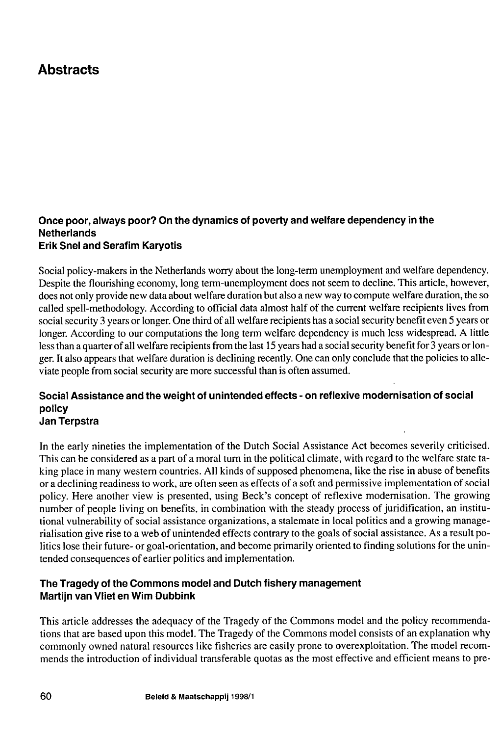# Abstracts

### Once poor, always poor? On the dynamics of poverty and welfare dependency in the Netherlands
**Erik Snel and Serafim Karyotis**

Social policy-makers in the Netherlands worry about the long-term unemployment and welfare dependency. Despite the flourishing economy, long term-unemployment does not seem to decline. This article, however, does not only provide new data about welfare duration but also a new way to compute welfare duration, the so called spell-methodology. According to official data almost half of the current welfare recipients lives from social security 3 years or longer. One third of all welfare recipients has a social security benefit even 5 years or longer. According to our computations the long term welfare dependency is much less widespread. A little less than a quarter of all welfare recipients from the last 15 years had a social security benefit for 3 years or longer. It also appears that welfare duration is declining recently. One can only conclude that the policies to alleviate people from social security are more successful than is often assumed.

### Social Assistance and the weight of unintended effects - on reflexive modernisation of social policy
**Jan Terpstra**

In the early nineties the implementation of the Dutch Social Assistance Act becomes severily criticised. This can be considered as a part of a moral turn in the political climate, with regard to the welfare state taking place in many western countries. All kinds of supposed phenomena, like the rise in abuse of benefits or a declining readiness to work, are often seen as effects of a soft and permissive implementation of social policy. Here another view is presented, using Beck's concept of reflexive modernisation. The growing number of people living on benefits, in combination with the steady process of juridification, an institutional vulnerability of social assistance organizations, a stalemate in local politics and a growing managerialisation give rise to a web of unintended effects contrary to the goals of social assistance. As a result politics lose their future- or goal-orientation, and become primarily oriented to finding solutions for the unintended consequences of earlier politics and implementation.

### The Tragedy of the Commons model and Dutch fishery management
**Martijn van Vliet en Wim Dubbink**

This article addresses the adequacy of the Tragedy of the Commons model and the policy recommendations that are based upon this model. The Tragedy of the Commons model consists of an explanation why commonly owned natural resources like fisheries are easily prone to overexploitation. The model recommends the introduction of individual transferable quotas as the most effective and efficient means to pre-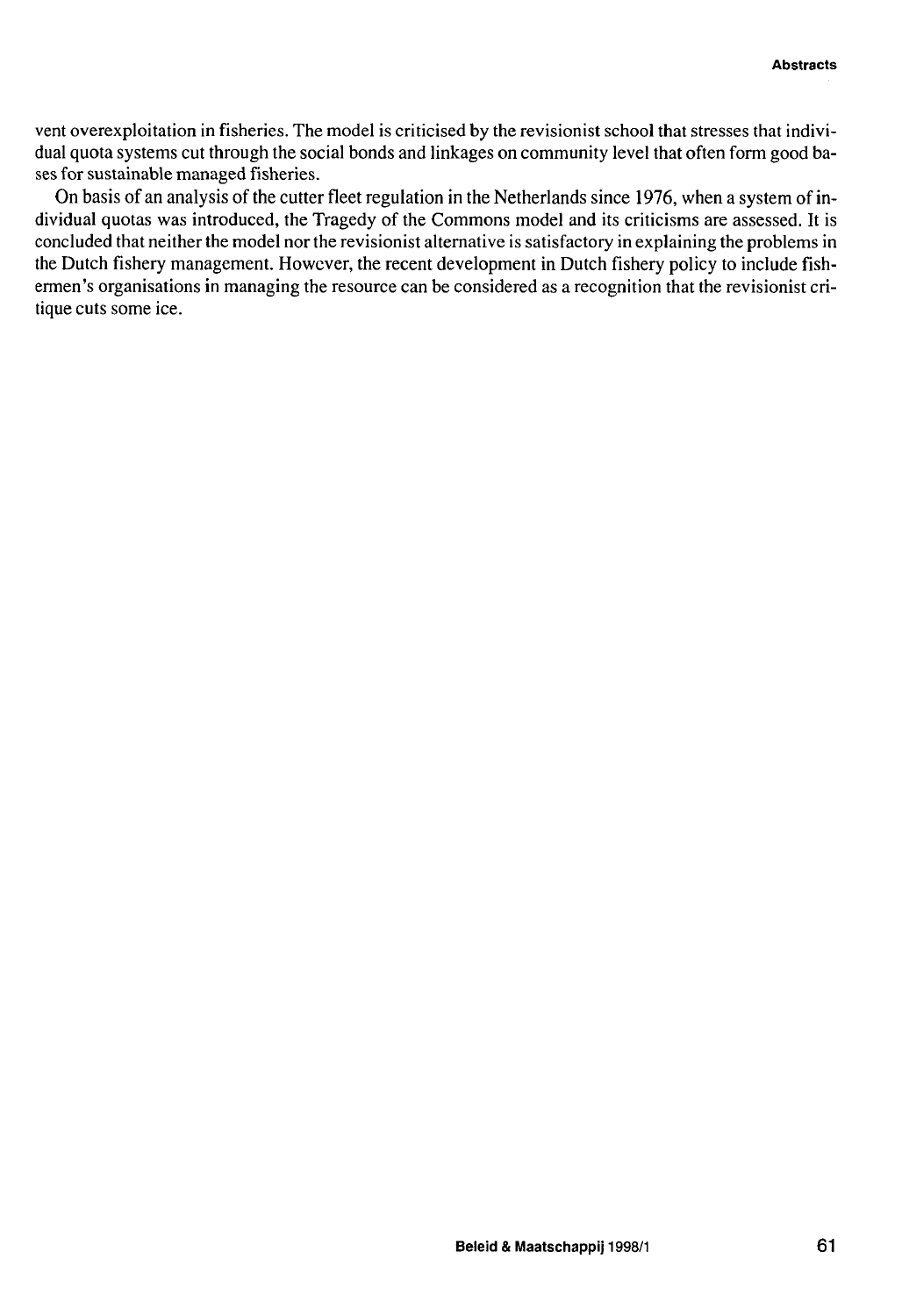vent overexploitation in fisheries. The model is criticised by the revisionist school that stresses that individual quota systems cut through the social bonds and linkages on community level that often form good bases for sustainable managed fisheries.

On basis of an analysis of the cutter fleet regulation in the Netherlands since 1976, when a system of individual quotas was introduced, the Tragedy of the Commons model and its criticisms are assessed. It is concluded that neither the model nor the revisionist alternative is satisfactory in explaining the problems in the Dutch fishery management. However, the recent development in Dutch fishery policy to include fishermen's organisations in managing the resource can be considered as a recognition that the revisionist critique cuts some ice.